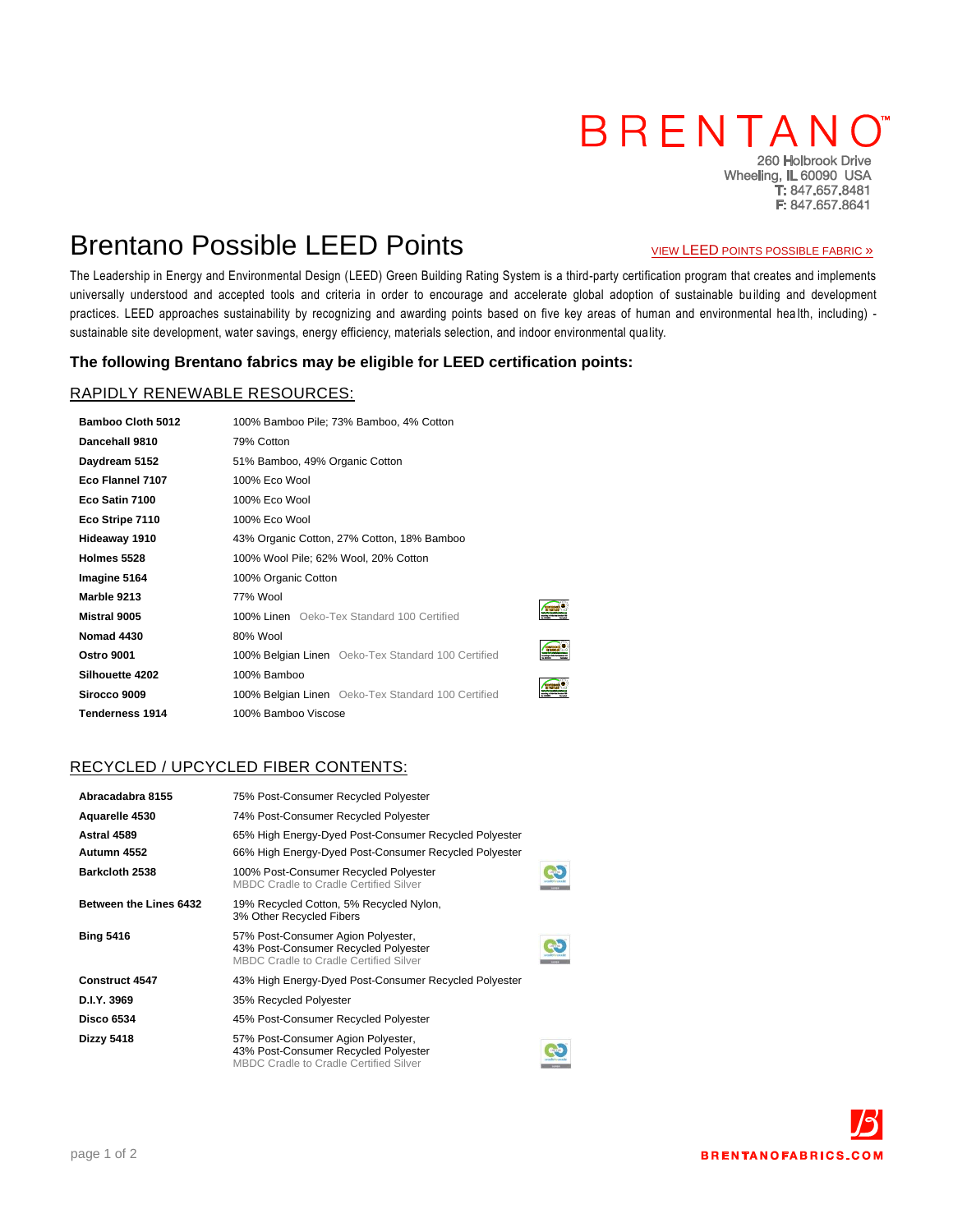BRENTANO™

260 Holbrook Drive
Wheeling, IL 60090 USA
T: 847.657.8481
F: 847.657.8641

# Brentano Possible LEED Points

VIEW LEED POINTS POSSIBLE FABRIC »

The Leadership in Energy and Environmental Design (LEED) Green Building Rating System is a third-party certification program that creates and implements universally understood and accepted tools and criteria in order to encourage and accelerate global adoption of sustainable building and development practices. LEED approaches sustainability by recognizing and awarding points based on five key areas of human and environmental health, including) - sustainable site development, water savings, energy efficiency, materials selection, and indoor environmental quality.

### The following Brentano fabrics may be eligible for LEED certification points:

## RAPIDLY RENEWABLE RESOURCES:

| | |
|---|---|
| **Bamboo Cloth 5012** | 100% Bamboo Pile; 73% Bamboo, 4% Cotton |
| **Dancehall 9810** | 79% Cotton |
| **Daydream 5152** | 51% Bamboo, 49% Organic Cotton |
| **Eco Flannel 7107** | 100% Eco Wool |
| **Eco Satin 7100** | 100% Eco Wool |
| **Eco Stripe 7110** | 100% Eco Wool |
| **Hideaway 1910** | 43% Organic Cotton, 27% Cotton, 18% Bamboo |
| **Holmes 5528** | 100% Wool Pile; 62% Wool, 20% Cotton |
| **Imagine 5164** | 100% Organic Cotton |
| **Marble 9213** | 77% Wool |
| **Mistral 9005** | 100% Linen Oeko-Tex Standard 100 Certified |
| **Nomad 4430** | 80% Wool |
| **Ostro 9001** | 100% Belgian Linen Oeko-Tex Standard 100 Certified |
| **Silhouette 4202** | 100% Bamboo |
| **Sirocco 9009** | 100% Belgian Linen Oeko-Tex Standard 100 Certified |
| **Tenderness 1914** | 100% Bamboo Viscose |

## RECYCLED / UPCYCLED FIBER CONTENTS:

| | |
|---|---|
| **Abracadabra 8155** | 75% Post-Consumer Recycled Polyester |
| **Aquarelle 4530** | 74% Post-Consumer Recycled Polyester |
| **Astral 4589** | 65% High Energy-Dyed Post-Consumer Recycled Polyester |
| **Autumn 4552** | 66% High Energy-Dyed Post-Consumer Recycled Polyester |
| **Barkcloth 2538** | 100% Post-Consumer Recycled Polyester<br>MBDC Cradle to Cradle Certified Silver |
| **Between the Lines 6432** | 19% Recycled Cotton, 5% Recycled Nylon,<br>3% Other Recycled Fibers |
| **Bing 5416** | 57% Post-Consumer Agion Polyester,<br>43% Post-Consumer Recycled Polyester<br>MBDC Cradle to Cradle Certified Silver |
| **Construct 4547** | 43% High Energy-Dyed Post-Consumer Recycled Polyester |
| **D.I.Y. 3969** | 35% Recycled Polyester |
| **Disco 6534** | 45% Post-Consumer Recycled Polyester |
| **Dizzy 5418** | 57% Post-Consumer Agion Polyester,<br>43% Post-Consumer Recycled Polyester<br>MBDC Cradle to Cradle Certified Silver |

BRENTANOFABRICS.COM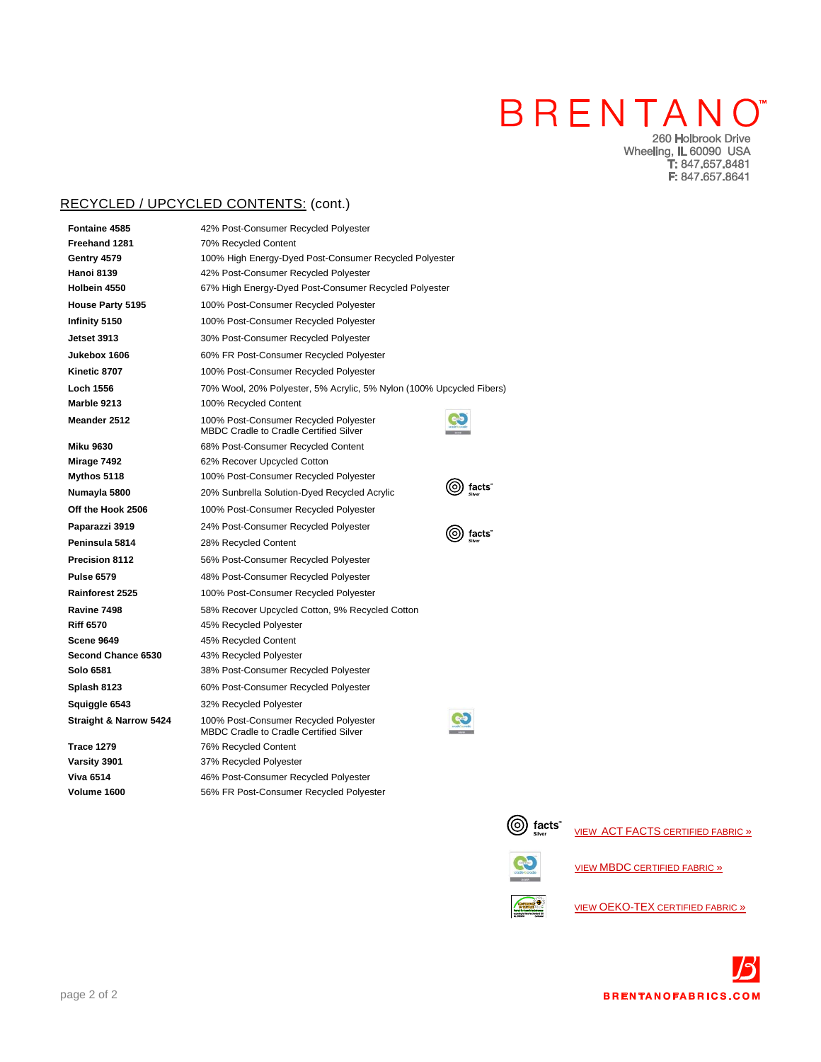# BRENTANO™

260 Holbrook Drive
Wheeling, IL 60090 USA
T: 847.657.8481
F: 847.657.8641

## RECYCLED / UPCYCLED CONTENTS: (cont.)

| | |
|---|---|
| **Fontaine 4585** | 42% Post-Consumer Recycled Polyester |
| **Freehand 1281** | 70% Recycled Content |
| **Gentry 4579** | 100% High Energy-Dyed Post-Consumer Recycled Polyester |
| **Hanoi 8139** | 42% Post-Consumer Recycled Polyester |
| **Holbein 4550** | 67% High Energy-Dyed Post-Consumer Recycled Polyester |
| **House Party 5195** | 100% Post-Consumer Recycled Polyester |
| **Infinity 5150** | 100% Post-Consumer Recycled Polyester |
| **Jetset 3913** | 30% Post-Consumer Recycled Polyester |
| **Jukebox 1606** | 60% FR Post-Consumer Recycled Polyester |
| **Kinetic 8707** | 100% Post-Consumer Recycled Polyester |
| **Loch 1556** | 70% Wool, 20% Polyester, 5% Acrylic, 5% Nylon (100% Upcycled Fibers) |
| **Marble 9213** | 100% Recycled Content |
| **Meander 2512** | 100% Post-Consumer Recycled Polyester<br>MBDC Cradle to Cradle Certified Silver |
| **Miku 9630** | 68% Post-Consumer Recycled Content |
| **Mirage 7492** | 62% Recover Upcycled Cotton |
| **Mythos 5118** | 100% Post-Consumer Recycled Polyester |
| **Numayla 5800** | 20% Sunbrella Solution-Dyed Recycled Acrylic |
| **Off the Hook 2506** | 100% Post-Consumer Recycled Polyester |
| **Paparazzi 3919** | 24% Post-Consumer Recycled Polyester |
| **Peninsula 5814** | 28% Recycled Content |
| **Precision 8112** | 56% Post-Consumer Recycled Polyester |
| **Pulse 6579** | 48% Post-Consumer Recycled Polyester |
| **Rainforest 2525** | 100% Post-Consumer Recycled Polyester |
| **Ravine 7498** | 58% Recover Upcycled Cotton, 9% Recycled Cotton |
| **Riff 6570** | 45% Recycled Polyester |
| **Scene 9649** | 45% Recycled Content |
| **Second Chance 6530** | 43% Recycled Polyester |
| **Solo 6581** | 38% Post-Consumer Recycled Polyester |
| **Splash 8123** | 60% Post-Consumer Recycled Polyester |
| **Squiggle 6543** | 32% Recycled Polyester |
| **Straight & Narrow 5424** | 100% Post-Consumer Recycled Polyester<br>MBDC Cradle to Cradle Certified Silver |
| **Trace 1279** | 76% Recycled Content |
| **Varsity 3901** | 37% Recycled Polyester |
| **Viva 6514** | 46% Post-Consumer Recycled Polyester |
| **Volume 1600** | 56% FR Post-Consumer Recycled Polyester |

VIEW ACT FACTS CERTIFIED FABRIC »

VIEW MBDC CERTIFIED FABRIC »

VIEW OEKO-TEX CERTIFIED FABRIC »

BRENTANOFABRICS.COM